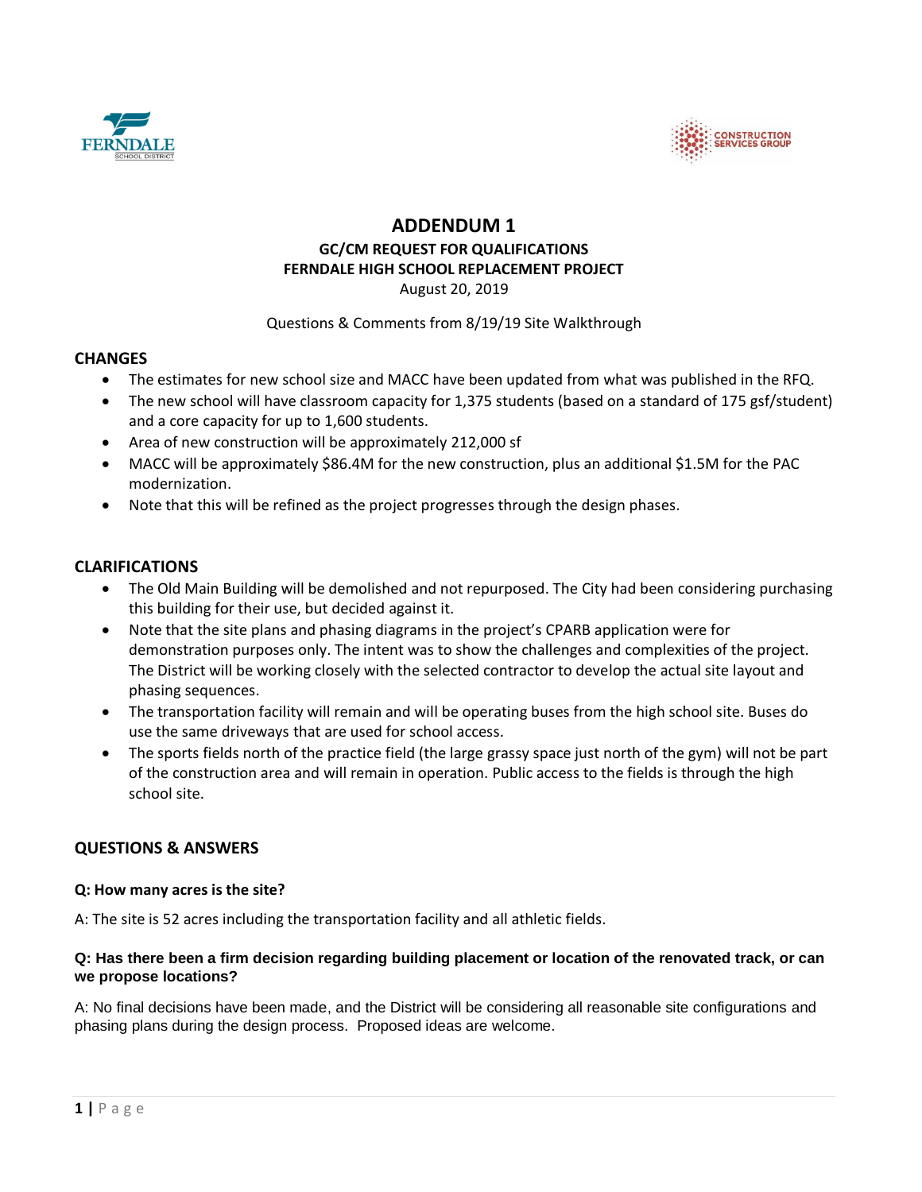# ADDENDUM 1

### GC/CM REQUEST FOR QUALIFICATIONS
### FERNDALE HIGH SCHOOL REPLACEMENT PROJECT

August 20, 2019

Questions & Comments from 8/19/19 Site Walkthrough

## CHANGES

- The estimates for new school size and MACC have been updated from what was published in the RFQ.
- The new school will have classroom capacity for 1,375 students (based on a standard of 175 gsf/student) and a core capacity for up to 1,600 students.
- Area of new construction will be approximately 212,000 sf
- MACC will be approximately $86.4M for the new construction, plus an additional $1.5M for the PAC modernization.
- Note that this will be refined as the project progresses through the design phases.

## CLARIFICATIONS

- The Old Main Building will be demolished and not repurposed. The City had been considering purchasing this building for their use, but decided against it.
- Note that the site plans and phasing diagrams in the project's CPARB application were for demonstration purposes only. The intent was to show the challenges and complexities of the project. The District will be working closely with the selected contractor to develop the actual site layout and phasing sequences.
- The transportation facility will remain and will be operating buses from the high school site. Buses do use the same driveways that are used for school access.
- The sports fields north of the practice field (the large grassy space just north of the gym) will not be part of the construction area and will remain in operation. Public access to the fields is through the high school site.

## QUESTIONS & ANSWERS

**Q: How many acres is the site?**

A: The site is 52 acres including the transportation facility and all athletic fields.

**Q: Has there been a firm decision regarding building placement or location of the renovated track, or can we propose locations?**

A: No final decisions have been made, and the District will be considering all reasonable site configurations and phasing plans during the design process. Proposed ideas are welcome.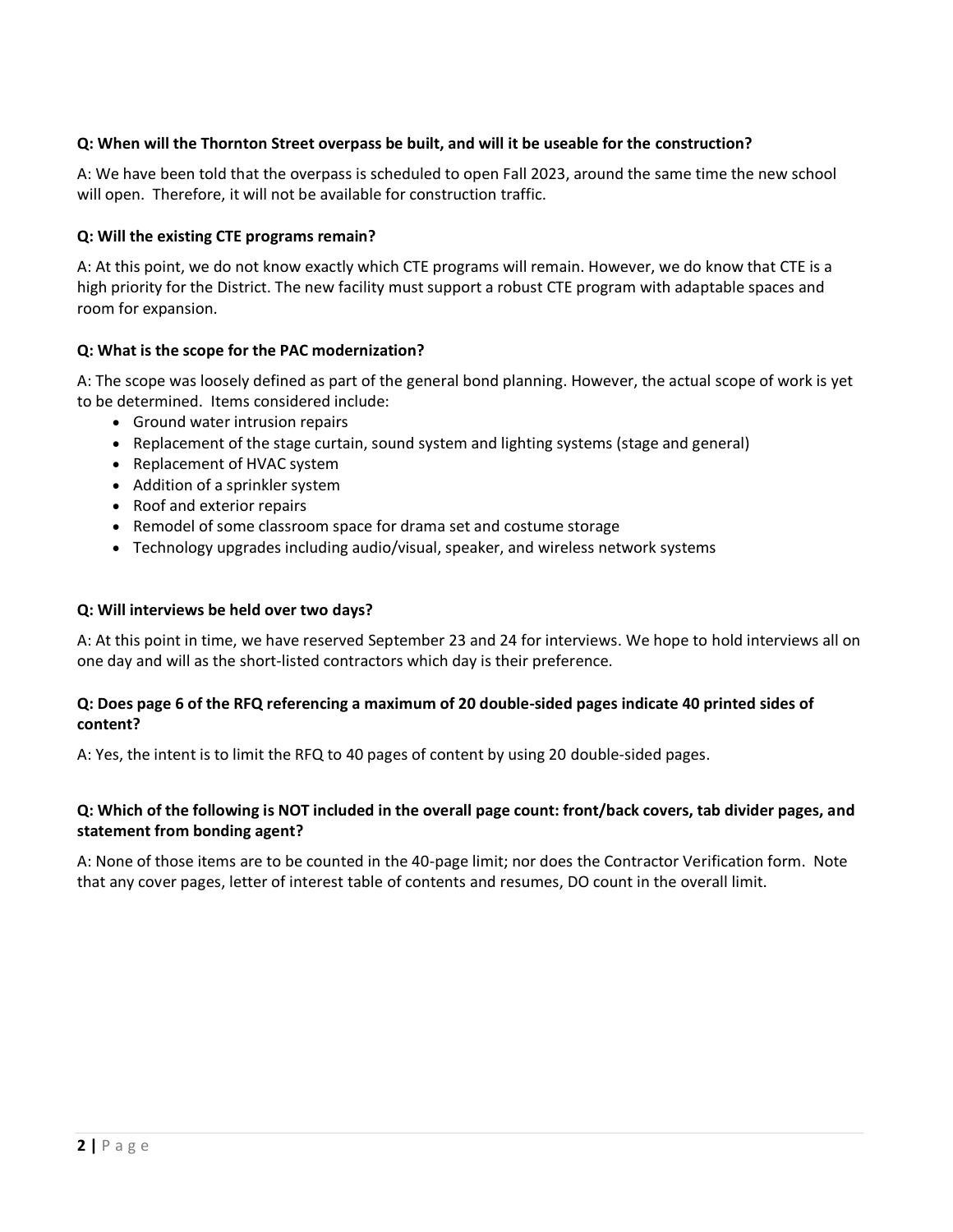**Q: When will the Thornton Street overpass be built, and will it be useable for the construction?**

A: We have been told that the overpass is scheduled to open Fall 2023, around the same time the new school will open. Therefore, it will not be available for construction traffic.

**Q: Will the existing CTE programs remain?**

A: At this point, we do not know exactly which CTE programs will remain. However, we do know that CTE is a high priority for the District. The new facility must support a robust CTE program with adaptable spaces and room for expansion.

**Q: What is the scope for the PAC modernization?**

A: The scope was loosely defined as part of the general bond planning. However, the actual scope of work is yet to be determined. Items considered include:

- Ground water intrusion repairs
- Replacement of the stage curtain, sound system and lighting systems (stage and general)
- Replacement of HVAC system
- Addition of a sprinkler system
- Roof and exterior repairs
- Remodel of some classroom space for drama set and costume storage
- Technology upgrades including audio/visual, speaker, and wireless network systems

**Q: Will interviews be held over two days?**

A: At this point in time, we have reserved September 23 and 24 for interviews. We hope to hold interviews all on one day and will as the short-listed contractors which day is their preference.

**Q: Does page 6 of the RFQ referencing a maximum of 20 double-sided pages indicate 40 printed sides of content?**

A: Yes, the intent is to limit the RFQ to 40 pages of content by using 20 double-sided pages.

**Q: Which of the following is NOT included in the overall page count: front/back covers, tab divider pages, and statement from bonding agent?**

A: None of those items are to be counted in the 40-page limit; nor does the Contractor Verification form. Note that any cover pages, letter of interest table of contents and resumes, DO count in the overall limit.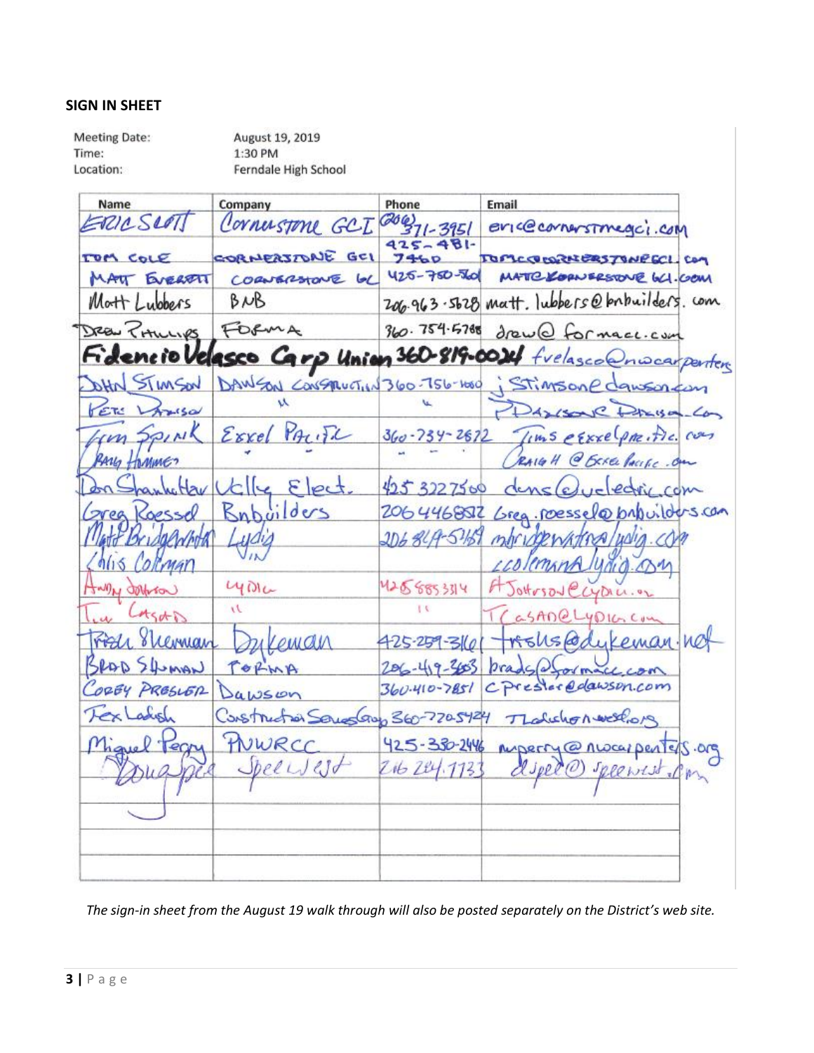## SIGN IN SHEET

Meeting Date: August 19, 2019
Time: 1:30 PM
Location: Ferndale High School

| Name | Company | Phone | Email |
|---|---|---|---|
| Eric Scott | Cornerstone GCI | (206) 371-3951 | eric@cornerstonegci.com |
| Tom Cole | Cornerstone GCI | 425-481-7460 | tom@cornerstonegci.com |
| Matt Everett | Cornerstone GCI | 425-750-5601 | matt@cornerstonegci.com |
| Matt Lubbers | BNB | 206-963-5628 | matt.lubbers@bnbuilders.com |
| Drew Phillips | Forma | 360-754-5788 | drew@formacc.com |
| Fidencio Velasco | Carp Union | 360-819-0024 | fvelasco@nwcarpenters |
| John Stimson | Dawson Construction | 360-756-1000 | jstimson@dawson.com |
| Pete Dawson | " | " | PDawson@Dawson.com |
| Tim Spink | Exxel Pacific | 360-734-2872 | Tims@exxelpacific.com |
| Craig Hammer | " | " | CraigH@ExxelPacific.com |
| Don Shankster | Valley Elect. | 425 3227500 | dons@velectric.com |
| Greg Roessel | Bnbuilders | 206 446 8852 | Greg.roessel@bnbuilders.com |
| Matt Bridgewater | Lydig | 206 819 5159 | mbridgewater@lydig.com |
| Chris Coleman | Lydig | | ccoleman@lydig.com |
| Andy Johnson | Lydig | 425 885 3314 | AJohnson@Lydig.com |
| Tim Casad | " | " | TCasad@Lydig.com |
| Trish Sherman | Dykeman | 425-259-3161 | trishs@dykeman.net |
| Brad Shuman | Forma | 206-419-3653 | brads@formacc.com |
| Corey Presler | Dawson | 360-410-7851 | cpresler@dawson.com |
| Tex Ladish | Construction Services Group | 360-720-5424 | TLadish@nwcsg.org |
| Miguel Perry | PNWRCC | 425-330-2446 | mperry@nwcarpenters.org |
| Doug Speer | Speer West | 206 284 1733 | dspeer@speerwest.com |
| | | | |
| | | | |
| | | | |

*The sign-in sheet from the August 19 walk through will also be posted separately on the District's web site.*